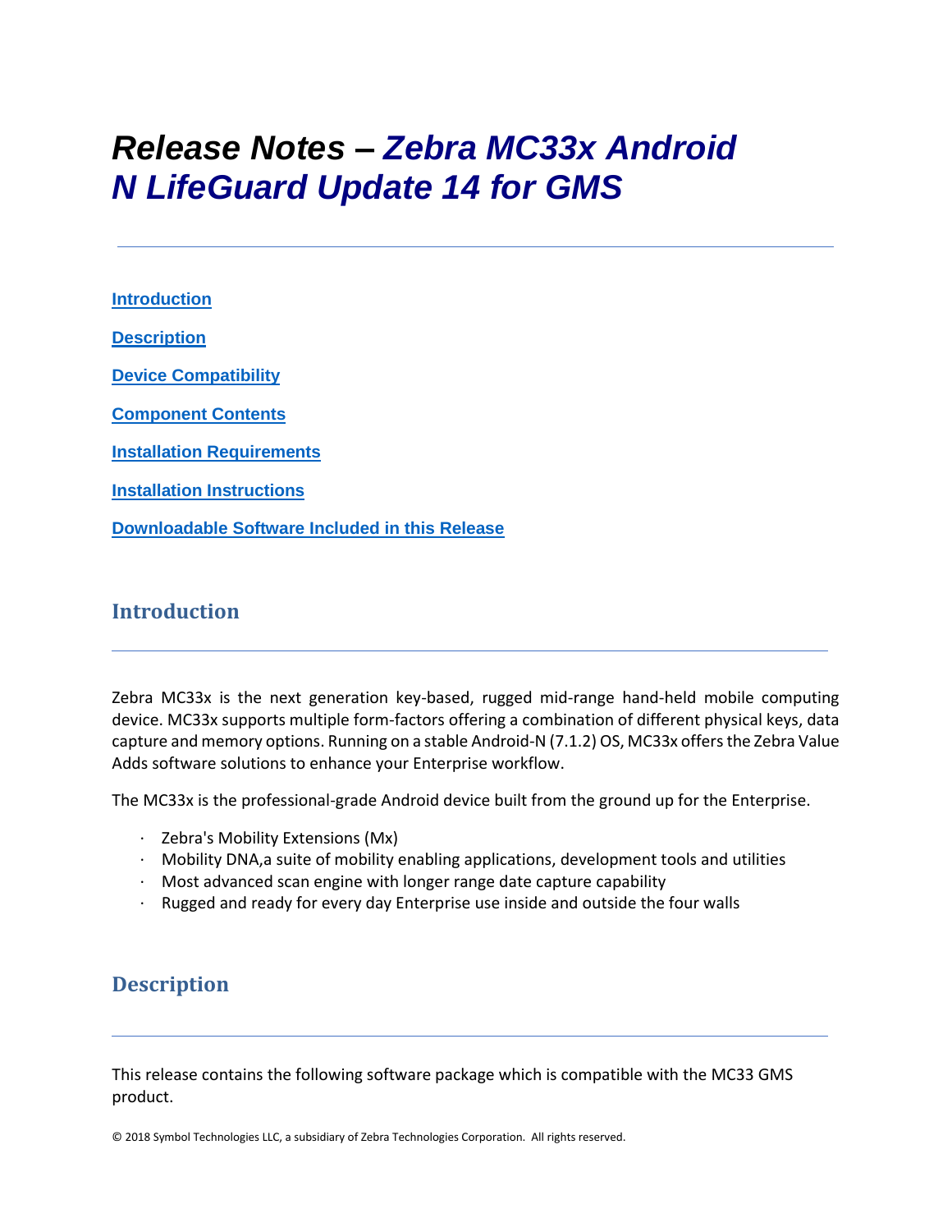# *Release Notes – Zebra MC33x Android N LifeGuard Update 14 for GMS*

[Introduction](#introduction)

[Description](#description)

[Device Compatibility](#device-compatibility)

[Component Contents](#component-contents)

[Installation Requirements](#installation-requirements)

[Installation Instructions](#installation-instructions)

[Downloadable Software Included in this Release](#downloadable-software-included-in-this-release)

## Introduction

Zebra MC33x is the next generation key-based, rugged mid-range hand-held mobile computing device. MC33x supports multiple form-factors offering a combination of different physical keys, data capture and memory options. Running on a stable Android-N (7.1.2) OS, MC33x offers the Zebra Value Adds software solutions to enhance your Enterprise workflow.

The MC33x is the professional-grade Android device built from the ground up for the Enterprise.

- Zebra's Mobility Extensions (Mx)
- Mobility DNA,a suite of mobility enabling applications, development tools and utilities
- Most advanced scan engine with longer range date capture capability
- Rugged and ready for every day Enterprise use inside and outside the four walls

## Description

This release contains the following software package which is compatible with the MC33 GMS product.

© 2018 Symbol Technologies LLC, a subsidiary of Zebra Technologies Corporation. All rights reserved.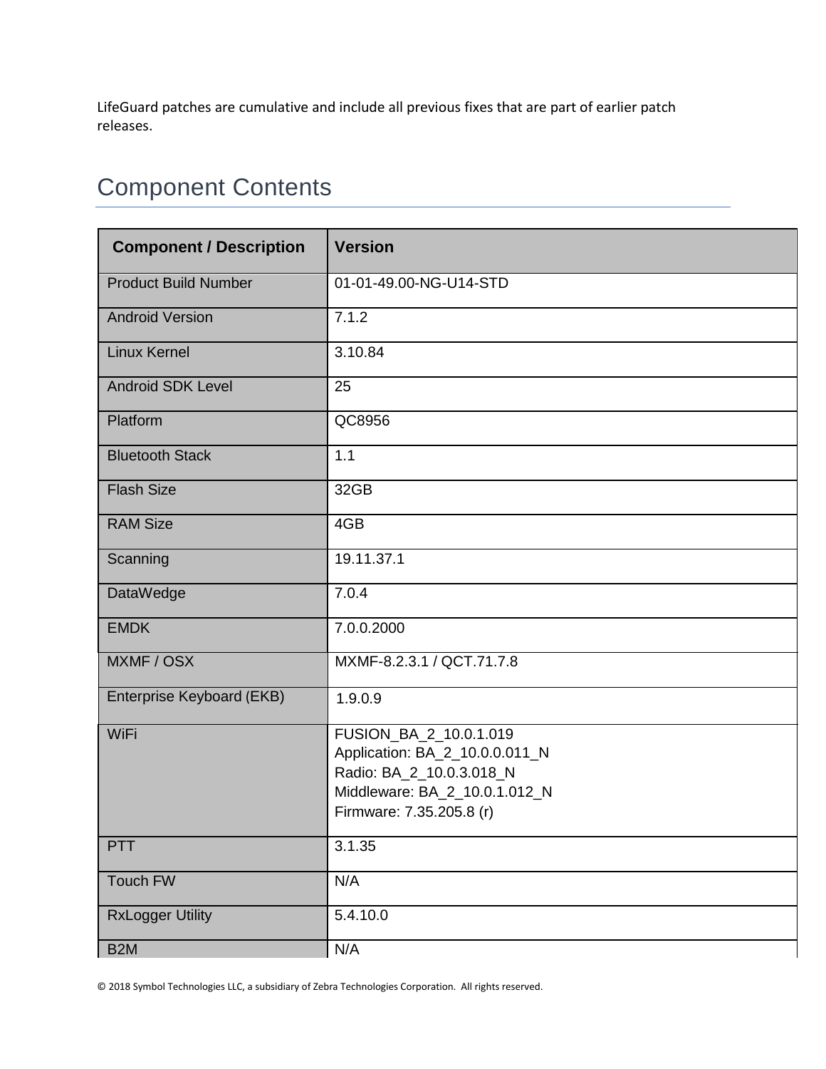LifeGuard patches are cumulative and include all previous fixes that are part of earlier patch releases.

## Component Contents

| Component / Description | Version |
|---|---|
| Product Build Number | 01-01-49.00-NG-U14-STD |
| Android Version | 7.1.2 |
| Linux Kernel | 3.10.84 |
| Android SDK Level | 25 |
| Platform | QC8956 |
| Bluetooth Stack | 1.1 |
| Flash Size | 32GB |
| RAM Size | 4GB |
| Scanning | 19.11.37.1 |
| DataWedge | 7.0.4 |
| EMDK | 7.0.0.2000 |
| MXMF / OSX | MXMF-8.2.3.1 / QCT.71.7.8 |
| Enterprise Keyboard (EKB) | 1.9.0.9 |
| WiFi | FUSION_BA_2_10.0.1.019<br>Application: BA_2_10.0.0.011_N<br>Radio: BA_2_10.0.3.018_N<br>Middleware: BA_2_10.0.1.012_N<br>Firmware: 7.35.205.8 (r) |
| PTT | 3.1.35 |
| Touch FW | N/A |
| RxLogger Utility | 5.4.10.0 |
| B2M | N/A |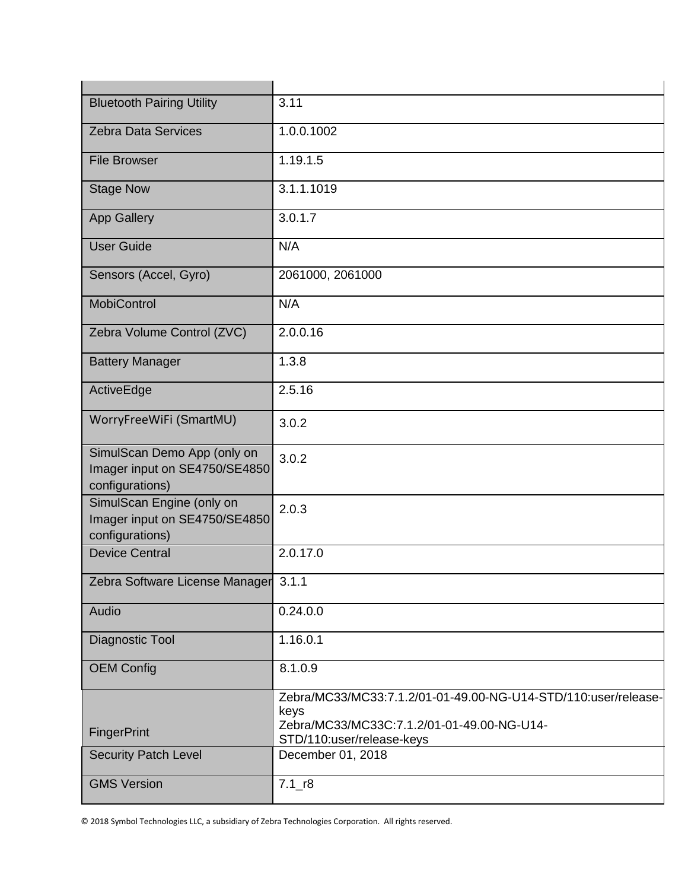| | |
|---|---|
| Bluetooth Pairing Utility | 3.11 |
| Zebra Data Services | 1.0.0.1002 |
| File Browser | 1.19.1.5 |
| Stage Now | 3.1.1.1019 |
| App Gallery | 3.0.1.7 |
| User Guide | N/A |
| Sensors (Accel, Gyro) | 2061000, 2061000 |
| MobiControl | N/A |
| Zebra Volume Control (ZVC) | 2.0.0.16 |
| Battery Manager | 1.3.8 |
| ActiveEdge | 2.5.16 |
| WorryFreeWiFi (SmartMU) | 3.0.2 |
| SimulScan Demo App (only on Imager input on SE4750/SE4850 configurations) | 3.0.2 |
| SimulScan Engine (only on Imager input on SE4750/SE4850 configurations) | 2.0.3 |
| Device Central | 2.0.17.0 |
| Zebra Software License Manager | 3.1.1 |
| Audio | 0.24.0.0 |
| Diagnostic Tool | 1.16.0.1 |
| OEM Config | 8.1.0.9 |
| FingerPrint | Zebra/MC33/MC33:7.1.2/01-01-49.00-NG-U14-STD/110:user/release-keys Zebra/MC33/MC33C:7.1.2/01-01-49.00-NG-U14-STD/110:user/release-keys |
| Security Patch Level | December 01, 2018 |
| GMS Version | 7.1_r8 |

© 2018 Symbol Technologies LLC, a subsidiary of Zebra Technologies Corporation. All rights reserved.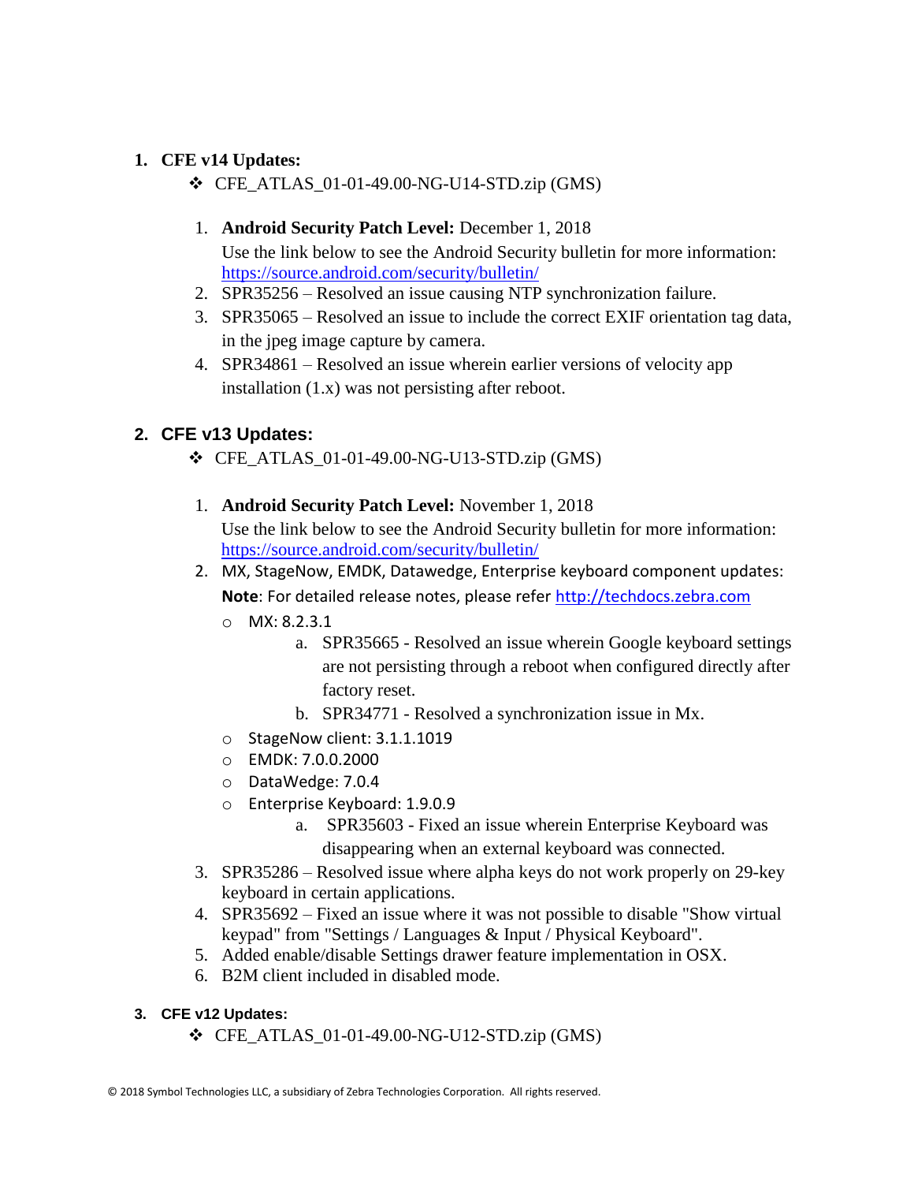1. **CFE v14 Updates:**
   - ❖ CFE_ATLAS_01-01-49.00-NG-U14-STD.zip (GMS)

   1. **Android Security Patch Level:** December 1, 2018
      Use the link below to see the Android Security bulletin for more information: https://source.android.com/security/bulletin/
   2. SPR35256 – Resolved an issue causing NTP synchronization failure.
   3. SPR35065 – Resolved an issue to include the correct EXIF orientation tag data, in the jpeg image capture by camera.
   4. SPR34861 – Resolved an issue wherein earlier versions of velocity app installation (1.x) was not persisting after reboot.

2. **CFE v13 Updates:**
   - ❖ CFE_ATLAS_01-01-49.00-NG-U13-STD.zip (GMS)

   1. **Android Security Patch Level:** November 1, 2018
      Use the link below to see the Android Security bulletin for more information: https://source.android.com/security/bulletin/
   2. MX, StageNow, EMDK, Datawedge, Enterprise keyboard component updates:
      **Note**: For detailed release notes, please refer http://techdocs.zebra.com
      - MX: 8.2.3.1
        a. SPR35665 - Resolved an issue wherein Google keyboard settings are not persisting through a reboot when configured directly after factory reset.
        b. SPR34771 - Resolved a synchronization issue in Mx.
      - StageNow client: 3.1.1.1019
      - EMDK: 7.0.0.2000
      - DataWedge: 7.0.4
      - Enterprise Keyboard: 1.9.0.9
        a. SPR35603 - Fixed an issue wherein Enterprise Keyboard was disappearing when an external keyboard was connected.
   3. SPR35286 – Resolved issue where alpha keys do not work properly on 29-key keyboard in certain applications.
   4. SPR35692 – Fixed an issue where it was not possible to disable "Show virtual keypad" from "Settings / Languages & Input / Physical Keyboard".
   5. Added enable/disable Settings drawer feature implementation in OSX.
   6. B2M client included in disabled mode.

3. **CFE v12 Updates:**
   - ❖ CFE_ATLAS_01-01-49.00-NG-U12-STD.zip (GMS)

© 2018 Symbol Technologies LLC, a subsidiary of Zebra Technologies Corporation. All rights reserved.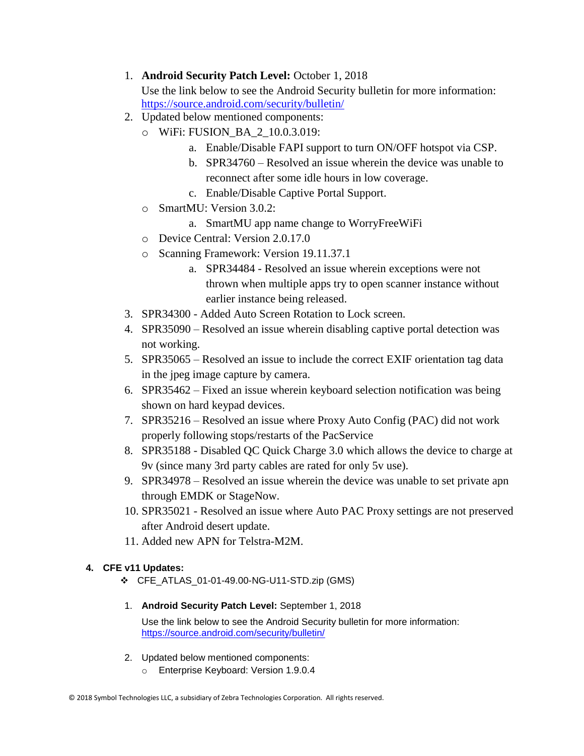1. **Android Security Patch Level:** October 1, 2018
   Use the link below to see the Android Security bulletin for more information: https://source.android.com/security/bulletin/
2. Updated below mentioned components:
   - WiFi: FUSION_BA_2_10.0.3.019:
     a. Enable/Disable FAPI support to turn ON/OFF hotspot via CSP.
     b. SPR34760 – Resolved an issue wherein the device was unable to reconnect after some idle hours in low coverage.
     c. Enable/Disable Captive Portal Support.
   - SmartMU: Version 3.0.2:
     a. SmartMU app name change to WorryFreeWiFi
   - Device Central: Version 2.0.17.0
   - Scanning Framework: Version 19.11.37.1
     a. SPR34484 - Resolved an issue wherein exceptions were not thrown when multiple apps try to open scanner instance without earlier instance being released.
3. SPR34300 - Added Auto Screen Rotation to Lock screen.
4. SPR35090 – Resolved an issue wherein disabling captive portal detection was not working.
5. SPR35065 – Resolved an issue to include the correct EXIF orientation tag data in the jpeg image capture by camera.
6. SPR35462 – Fixed an issue wherein keyboard selection notification was being shown on hard keypad devices.
7. SPR35216 – Resolved an issue where Proxy Auto Config (PAC) did not work properly following stops/restarts of the PacService
8. SPR35188 - Disabled QC Quick Charge 3.0 which allows the device to charge at 9v (since many 3rd party cables are rated for only 5v use).
9. SPR34978 – Resolved an issue wherein the device was unable to set private apn through EMDK or StageNow.
10. SPR35021 - Resolved an issue where Auto PAC Proxy settings are not preserved after Android desert update.
11. Added new APN for Telstra-M2M.

### 4. CFE v11 Updates:

- CFE_ATLAS_01-01-49.00-NG-U11-STD.zip (GMS)

1. **Android Security Patch Level:** September 1, 2018
   Use the link below to see the Android Security bulletin for more information: https://source.android.com/security/bulletin/
2. Updated below mentioned components:
   - Enterprise Keyboard: Version 1.9.0.4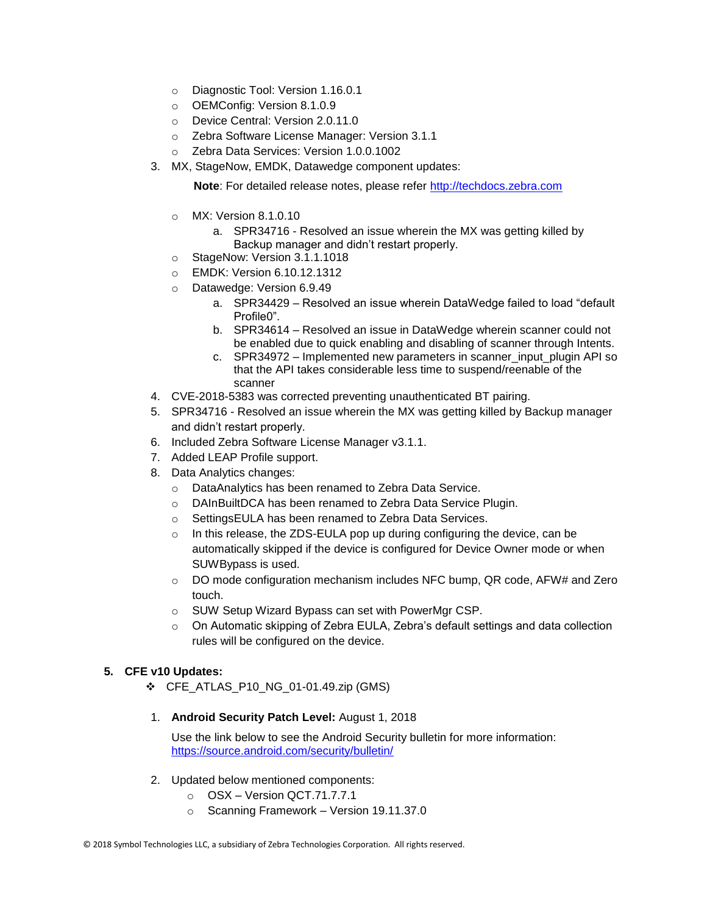- Diagnostic Tool: Version 1.16.0.1
  - OEMConfig: Version 8.1.0.9
  - Device Central: Version 2.0.11.0
  - Zebra Software License Manager: Version 3.1.1
  - Zebra Data Services: Version 1.0.0.1002

3. MX, StageNow, EMDK, Datawedge component updates:

   **Note**: For detailed release notes, please refer [http://techdocs.zebra.com](http://techdocs.zebra.com)

   - MX: Version 8.1.0.10
     a. SPR34716 - Resolved an issue wherein the MX was getting killed by Backup manager and didn't restart properly.
   - StageNow: Version 3.1.1.1018
   - EMDK: Version 6.10.12.1312
   - Datawedge: Version 6.9.49
     a. SPR34429 – Resolved an issue wherein DataWedge failed to load "default Profile0".
     b. SPR34614 – Resolved an issue in DataWedge wherein scanner could not be enabled due to quick enabling and disabling of scanner through Intents.
     c. SPR34972 – Implemented new parameters in scanner_input_plugin API so that the API takes considerable less time to suspend/reenable of the scanner

4. CVE-2018-5383 was corrected preventing unauthenticated BT pairing.
5. SPR34716 - Resolved an issue wherein the MX was getting killed by Backup manager and didn't restart properly.
6. Included Zebra Software License Manager v3.1.1.
7. Added LEAP Profile support.
8. Data Analytics changes:
   - DataAnalytics has been renamed to Zebra Data Service.
   - DAInBuiltDCA has been renamed to Zebra Data Service Plugin.
   - SettingsEULA has been renamed to Zebra Data Services.
   - In this release, the ZDS-EULA pop up during configuring the device, can be automatically skipped if the device is configured for Device Owner mode or when SUWBypass is used.
   - DO mode configuration mechanism includes NFC bump, QR code, AFW# and Zero touch.
   - SUW Setup Wizard Bypass can set with PowerMgr CSP.
   - On Automatic skipping of Zebra EULA, Zebra's default settings and data collection rules will be configured on the device.

## 5. CFE v10 Updates:

- CFE_ATLAS_P10_NG_01-01.49.zip (GMS)

1. **Android Security Patch Level:** August 1, 2018

   Use the link below to see the Android Security bulletin for more information: [https://source.android.com/security/bulletin/](https://source.android.com/security/bulletin/)

2. Updated below mentioned components:
   - OSX – Version QCT.71.7.7.1
   - Scanning Framework – Version 19.11.37.0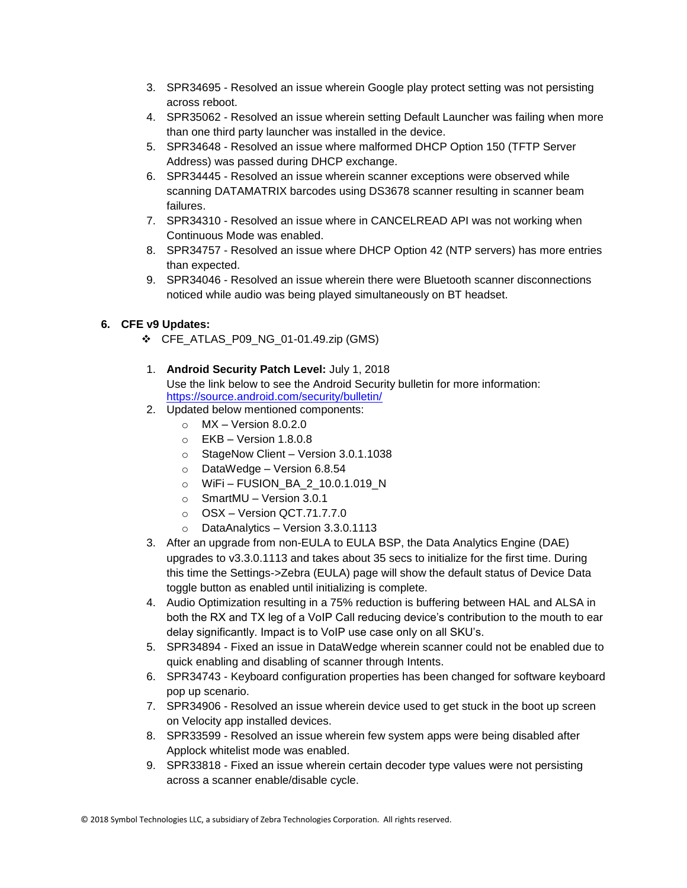3. SPR34695 - Resolved an issue wherein Google play protect setting was not persisting across reboot.
4. SPR35062 - Resolved an issue wherein setting Default Launcher was failing when more than one third party launcher was installed in the device.
5. SPR34648 - Resolved an issue where malformed DHCP Option 150 (TFTP Server Address) was passed during DHCP exchange.
6. SPR34445 - Resolved an issue wherein scanner exceptions were observed while scanning DATAMATRIX barcodes using DS3678 scanner resulting in scanner beam failures.
7. SPR34310 - Resolved an issue where in CANCELREAD API was not working when Continuous Mode was enabled.
8. SPR34757 - Resolved an issue where DHCP Option 42 (NTP servers) has more entries than expected.
9. SPR34046 - Resolved an issue wherein there were Bluetooth scanner disconnections noticed while audio was being played simultaneously on BT headset.

**6. CFE v9 Updates:**

- CFE_ATLAS_P09_NG_01-01.49.zip (GMS)

1. **Android Security Patch Level:** July 1, 2018
   Use the link below to see the Android Security bulletin for more information: https://source.android.com/security/bulletin/
2. Updated below mentioned components:
   - MX – Version 8.0.2.0
   - EKB – Version 1.8.0.8
   - StageNow Client – Version 3.0.1.1038
   - DataWedge – Version 6.8.54
   - WiFi – FUSION_BA_2_10.0.1.019_N
   - SmartMU – Version 3.0.1
   - OSX – Version QCT.71.7.7.0
   - DataAnalytics – Version 3.3.0.1113
3. After an upgrade from non-EULA to EULA BSP, the Data Analytics Engine (DAE) upgrades to v3.3.0.1113 and takes about 35 secs to initialize for the first time. During this time the Settings->Zebra (EULA) page will show the default status of Device Data toggle button as enabled until initializing is complete.
4. Audio Optimization resulting in a 75% reduction is buffering between HAL and ALSA in both the RX and TX leg of a VoIP Call reducing device's contribution to the mouth to ear delay significantly. Impact is to VoIP use case only on all SKU's.
5. SPR34894 - Fixed an issue in DataWedge wherein scanner could not be enabled due to quick enabling and disabling of scanner through Intents.
6. SPR34743 - Keyboard configuration properties has been changed for software keyboard pop up scenario.
7. SPR34906 - Resolved an issue wherein device used to get stuck in the boot up screen on Velocity app installed devices.
8. SPR33599 - Resolved an issue wherein few system apps were being disabled after Applock whitelist mode was enabled.
9. SPR33818 - Fixed an issue wherein certain decoder type values were not persisting across a scanner enable/disable cycle.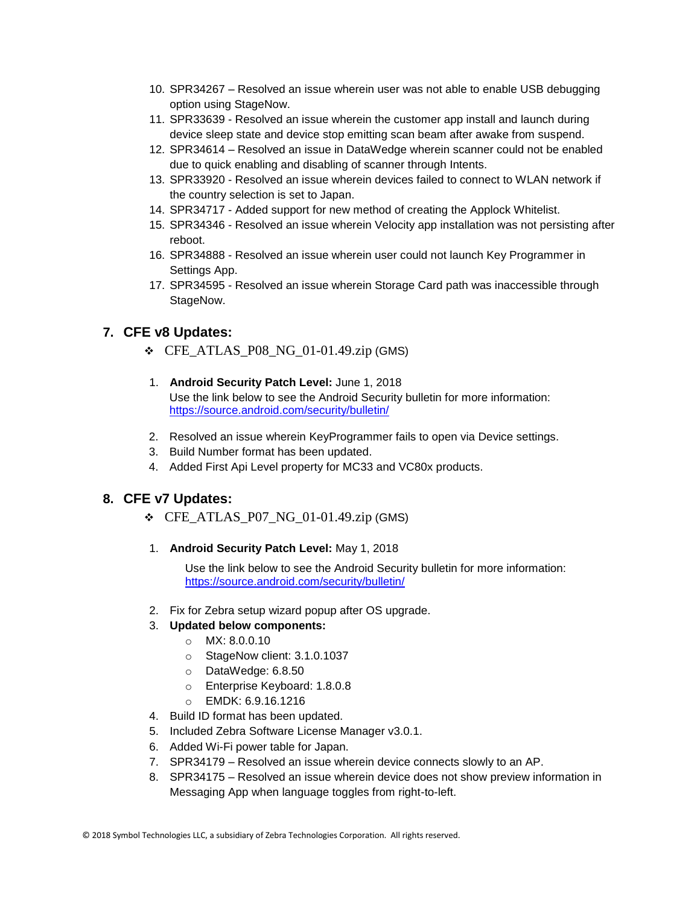10. SPR34267 – Resolved an issue wherein user was not able to enable USB debugging option using StageNow.
11. SPR33639 - Resolved an issue wherein the customer app install and launch during device sleep state and device stop emitting scan beam after awake from suspend.
12. SPR34614 – Resolved an issue in DataWedge wherein scanner could not be enabled due to quick enabling and disabling of scanner through Intents.
13. SPR33920 - Resolved an issue wherein devices failed to connect to WLAN network if the country selection is set to Japan.
14. SPR34717 - Added support for new method of creating the Applock Whitelist.
15. SPR34346 - Resolved an issue wherein Velocity app installation was not persisting after reboot.
16. SPR34888 - Resolved an issue wherein user could not launch Key Programmer in Settings App.
17. SPR34595 - Resolved an issue wherein Storage Card path was inaccessible through StageNow.

## 7. CFE v8 Updates:

- ❖ CFE_ATLAS_P08_NG_01-01.49.zip (GMS)

1. **Android Security Patch Level:** June 1, 2018
   Use the link below to see the Android Security bulletin for more information: https://source.android.com/security/bulletin/
2. Resolved an issue wherein KeyProgrammer fails to open via Device settings.
3. Build Number format has been updated.
4. Added First Api Level property for MC33 and VC80x products.

## 8. CFE v7 Updates:

- ❖ CFE_ATLAS_P07_NG_01-01.49.zip (GMS)

1. **Android Security Patch Level:** May 1, 2018

   Use the link below to see the Android Security bulletin for more information: https://source.android.com/security/bulletin/
2. Fix for Zebra setup wizard popup after OS upgrade.
3. **Updated below components:**
   - MX: 8.0.0.10
   - StageNow client: 3.1.0.1037
   - DataWedge: 6.8.50
   - Enterprise Keyboard: 1.8.0.8
   - EMDK: 6.9.16.1216
4. Build ID format has been updated.
5. Included Zebra Software License Manager v3.0.1.
6. Added Wi-Fi power table for Japan.
7. SPR34179 – Resolved an issue wherein device connects slowly to an AP.
8. SPR34175 – Resolved an issue wherein device does not show preview information in Messaging App when language toggles from right-to-left.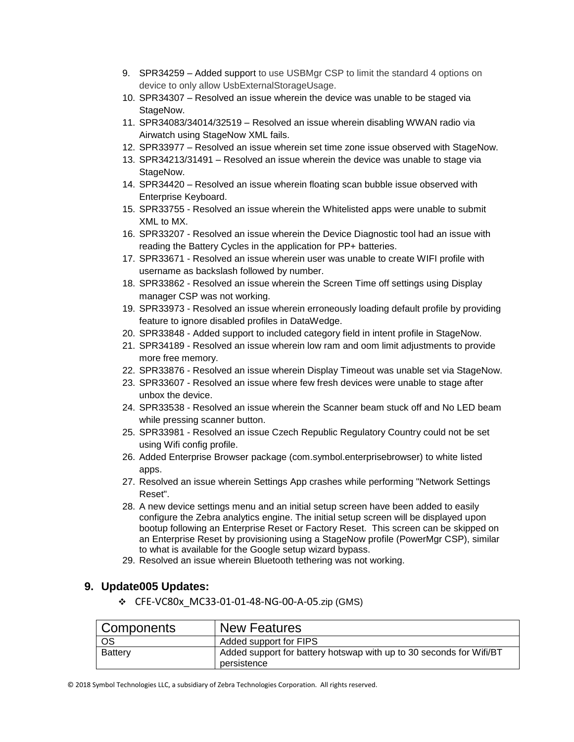9. SPR34259 – Added support to use USBMgr CSP to limit the standard 4 options on device to only allow UsbExternalStorageUsage.
10. SPR34307 – Resolved an issue wherein the device was unable to be staged via StageNow.
11. SPR34083/34014/32519 – Resolved an issue wherein disabling WWAN radio via Airwatch using StageNow XML fails.
12. SPR33977 – Resolved an issue wherein set time zone issue observed with StageNow.
13. SPR34213/31491 – Resolved an issue wherein the device was unable to stage via StageNow.
14. SPR34420 – Resolved an issue wherein floating scan bubble issue observed with Enterprise Keyboard.
15. SPR33755 - Resolved an issue wherein the Whitelisted apps were unable to submit XML to MX.
16. SPR33207 - Resolved an issue wherein the Device Diagnostic tool had an issue with reading the Battery Cycles in the application for PP+ batteries.
17. SPR33671 - Resolved an issue wherein user was unable to create WIFI profile with username as backslash followed by number.
18. SPR33862 - Resolved an issue wherein the Screen Time off settings using Display manager CSP was not working.
19. SPR33973 - Resolved an issue wherein erroneously loading default profile by providing feature to ignore disabled profiles in DataWedge.
20. SPR33848 - Added support to included category field in intent profile in StageNow.
21. SPR34189 - Resolved an issue wherein low ram and oom limit adjustments to provide more free memory.
22. SPR33876 - Resolved an issue wherein Display Timeout was unable set via StageNow.
23. SPR33607 - Resolved an issue where few fresh devices were unable to stage after unbox the device.
24. SPR33538 - Resolved an issue wherein the Scanner beam stuck off and No LED beam while pressing scanner button.
25. SPR33981 - Resolved an issue Czech Republic Regulatory Country could not be set using Wifi config profile.
26. Added Enterprise Browser package (com.symbol.enterprisebrowser) to white listed apps.
27. Resolved an issue wherein Settings App crashes while performing "Network Settings Reset".
28. A new device settings menu and an initial setup screen have been added to easily configure the Zebra analytics engine. The initial setup screen will be displayed upon bootup following an Enterprise Reset or Factory Reset. This screen can be skipped on an Enterprise Reset by provisioning using a StageNow profile (PowerMgr CSP), similar to what is available for the Google setup wizard bypass.
29. Resolved an issue wherein Bluetooth tethering was not working.

## 9. Update005 Updates:

- CFE-VC80x_MC33-01-01-48-NG-00-A-05.zip (GMS)

| Components | New Features |
|---|---|
| OS | Added support for FIPS |
| Battery | Added support for battery hotswap with up to 30 seconds for Wifi/BT persistence |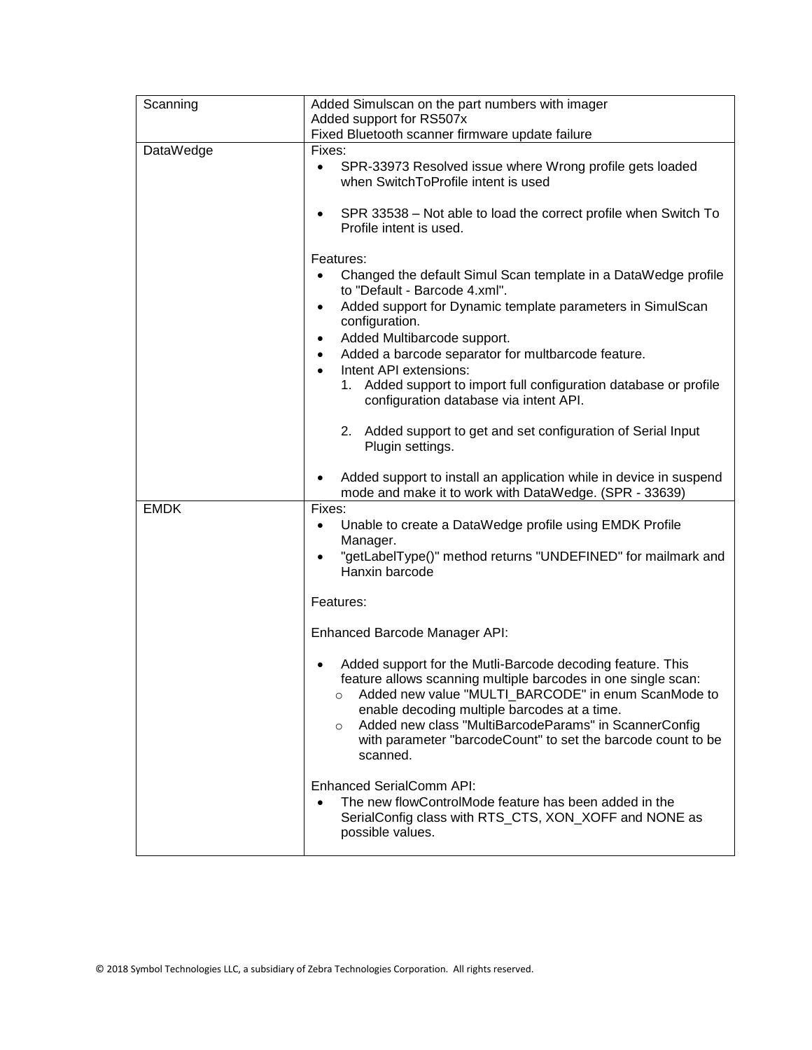| | |
|---|---|
| Scanning | Added Simulscan on the part numbers with imager<br>Added support for RS507x<br>Fixed Bluetooth scanner firmware update failure |
| DataWedge | Fixes:<br>• SPR-33973 Resolved issue where Wrong profile gets loaded when SwitchToProfile intent is used<br><br>• SPR 33538 – Not able to load the correct profile when Switch To Profile intent is used.<br><br>Features:<br>• Changed the default Simul Scan template in a DataWedge profile to "Default - Barcode 4.xml".<br>• Added support for Dynamic template parameters in SimulScan configuration.<br>• Added Multibarcode support.<br>• Added a barcode separator for multbarcode feature.<br>• Intent API extensions:<br>1. Added support to import full configuration database or profile configuration database via intent API.<br><br>2. Added support to get and set configuration of Serial Input Plugin settings.<br><br>• Added support to install an application while in device in suspend mode and make it to work with DataWedge. (SPR - 33639) |
| EMDK | Fixes:<br>• Unable to create a DataWedge profile using EMDK Profile Manager.<br>• "getLabelType()" method returns "UNDEFINED" for mailmark and Hanxin barcode<br><br>Features:<br><br>Enhanced Barcode Manager API:<br><br>• Added support for the Mutli-Barcode decoding feature. This feature allows scanning multiple barcodes in one single scan:<br>o Added new value "MULTI_BARCODE" in enum ScanMode to enable decoding multiple barcodes at a time.<br>o Added new class "MultiBarcodeParams" in ScannerConfig with parameter "barcodeCount" to set the barcode count to be scanned.<br><br>Enhanced SerialComm API:<br>• The new flowControlMode feature has been added in the SerialConfig class with RTS_CTS, XON_XOFF and NONE as possible values. |

© 2018 Symbol Technologies LLC, a subsidiary of Zebra Technologies Corporation. All rights reserved.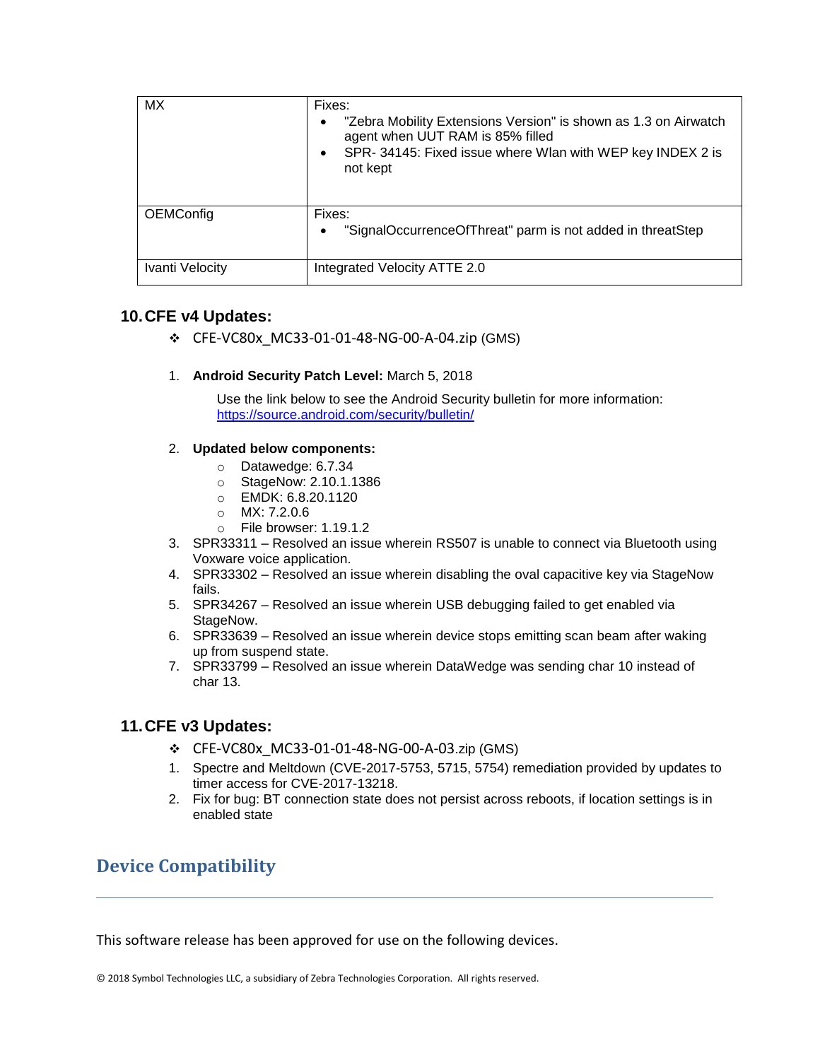| MX | Fixes:<br>• "Zebra Mobility Extensions Version" is shown as 1.3 on Airwatch agent when UUT RAM is 85% filled<br>• SPR- 34145: Fixed issue where Wlan with WEP key INDEX 2 is not kept |
|---|---|
| OEMConfig | Fixes:<br>• "SignalOccurrenceOfThreat" parm is not added in threatStep |
| Ivanti Velocity | Integrated Velocity ATTE 2.0 |

### 10. CFE v4 Updates:

- ❖ CFE-VC80x_MC33-01-01-48-NG-00-A-04.zip (GMS)

1. **Android Security Patch Level:** March 5, 2018

   Use the link below to see the Android Security bulletin for more information: https://source.android.com/security/bulletin/

2. **Updated below components:**
   - Datawedge: 6.7.34
   - StageNow: 2.10.1.1386
   - EMDK: 6.8.20.1120
   - MX: 7.2.0.6
   - File browser: 1.19.1.2
3. SPR33311 – Resolved an issue wherein RS507 is unable to connect via Bluetooth using Voxware voice application.
4. SPR33302 – Resolved an issue wherein disabling the oval capacitive key via StageNow fails.
5. SPR34267 – Resolved an issue wherein USB debugging failed to get enabled via StageNow.
6. SPR33639 – Resolved an issue wherein device stops emitting scan beam after waking up from suspend state.
7. SPR33799 – Resolved an issue wherein DataWedge was sending char 10 instead of char 13.

### 11. CFE v3 Updates:

- ❖ CFE-VC80x_MC33-01-01-48-NG-00-A-03.zip (GMS)

1. Spectre and Meltdown (CVE-2017-5753, 5715, 5754) remediation provided by updates to timer access for CVE-2017-13218.
2. Fix for bug: BT connection state does not persist across reboots, if location settings is in enabled state

## Device Compatibility

This software release has been approved for use on the following devices.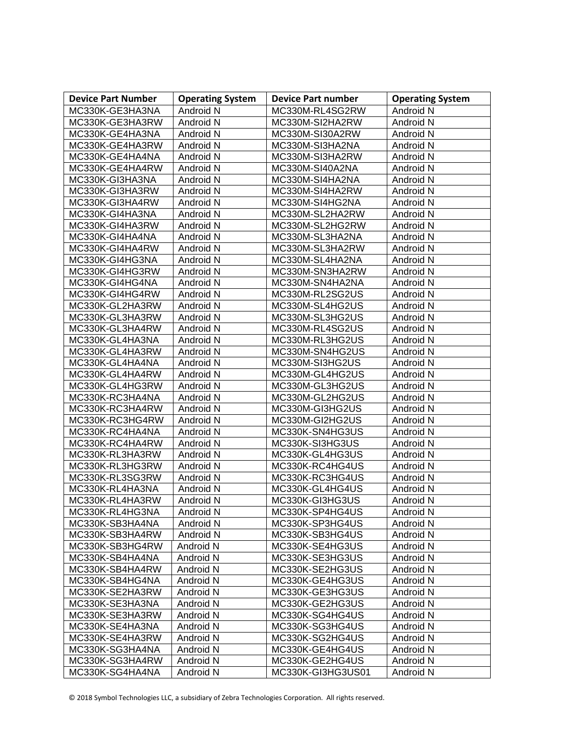| Device Part Number | Operating System | Device Part number | Operating System |
|---|---|---|---|
| MC330K-GE3HA3NA | Android N | MC330M-RL4SG2RW | Android N |
| MC330K-GE3HA3RW | Android N | MC330M-SI2HA2RW | Android N |
| MC330K-GE4HA3NA | Android N | MC330M-SI30A2RW | Android N |
| MC330K-GE4HA3RW | Android N | MC330M-SI3HA2NA | Android N |
| MC330K-GE4HA4NA | Android N | MC330M-SI3HA2RW | Android N |
| MC330K-GE4HA4RW | Android N | MC330M-SI40A2NA | Android N |
| MC330K-GI3HA3NA | Android N | MC330M-SI4HA2NA | Android N |
| MC330K-GI3HA3RW | Android N | MC330M-SI4HA2RW | Android N |
| MC330K-GI3HA4RW | Android N | MC330M-SI4HG2NA | Android N |
| MC330K-GI4HA3NA | Android N | MC330M-SL2HA2RW | Android N |
| MC330K-GI4HA3RW | Android N | MC330M-SL2HG2RW | Android N |
| MC330K-GI4HA4NA | Android N | MC330M-SL3HA2NA | Android N |
| MC330K-GI4HA4RW | Android N | MC330M-SL3HA2RW | Android N |
| MC330K-GI4HG3NA | Android N | MC330M-SL4HA2NA | Android N |
| MC330K-GI4HG3RW | Android N | MC330M-SN3HA2RW | Android N |
| MC330K-GI4HG4NA | Android N | MC330M-SN4HA2NA | Android N |
| MC330K-GI4HG4RW | Android N | MC330M-RL2SG2US | Android N |
| MC330K-GL2HA3RW | Android N | MC330M-SL4HG2US | Android N |
| MC330K-GL3HA3RW | Android N | MC330M-SL3HG2US | Android N |
| MC330K-GL3HA4RW | Android N | MC330M-RL4SG2US | Android N |
| MC330K-GL4HA3NA | Android N | MC330M-RL3HG2US | Android N |
| MC330K-GL4HA3RW | Android N | MC330M-SN4HG2US | Android N |
| MC330K-GL4HA4NA | Android N | MC330M-SI3HG2US | Android N |
| MC330K-GL4HA4RW | Android N | MC330M-GL4HG2US | Android N |
| MC330K-GL4HG3RW | Android N | MC330M-GL3HG2US | Android N |
| MC330K-RC3HA4NA | Android N | MC330M-GL2HG2US | Android N |
| MC330K-RC3HA4RW | Android N | MC330M-GI3HG2US | Android N |
| MC330K-RC3HG4RW | Android N | MC330M-GI2HG2US | Android N |
| MC330K-RC4HA4NA | Android N | MC330K-SN4HG3US | Android N |
| MC330K-RC4HA4RW | Android N | MC330K-SI3HG3US | Android N |
| MC330K-RL3HA3RW | Android N | MC330K-GL4HG3US | Android N |
| MC330K-RL3HG3RW | Android N | MC330K-RC4HG4US | Android N |
| MC330K-RL3SG3RW | Android N | MC330K-RC3HG4US | Android N |
| MC330K-RL4HA3NA | Android N | MC330K-GL4HG4US | Android N |
| MC330K-RL4HA3RW | Android N | MC330K-GI3HG3US | Android N |
| MC330K-RL4HG3NA | Android N | MC330K-SP4HG4US | Android N |
| MC330K-SB3HA4NA | Android N | MC330K-SP3HG4US | Android N |
| MC330K-SB3HA4RW | Android N | MC330K-SB3HG4US | Android N |
| MC330K-SB3HG4RW | Android N | MC330K-SE4HG3US | Android N |
| MC330K-SB4HA4NA | Android N | MC330K-SE3HG3US | Android N |
| MC330K-SB4HA4RW | Android N | MC330K-SE2HG3US | Android N |
| MC330K-SB4HG4NA | Android N | MC330K-GE4HG3US | Android N |
| MC330K-SE2HA3RW | Android N | MC330K-GE3HG3US | Android N |
| MC330K-SE3HA3NA | Android N | MC330K-GE2HG3US | Android N |
| MC330K-SE3HA3RW | Android N | MC330K-SG4HG4US | Android N |
| MC330K-SE4HA3NA | Android N | MC330K-SG3HG4US | Android N |
| MC330K-SE4HA3RW | Android N | MC330K-SG2HG4US | Android N |
| MC330K-SG3HA4NA | Android N | MC330K-GE4HG4US | Android N |
| MC330K-SG3HA4RW | Android N | MC330K-GE2HG4US | Android N |
| MC330K-SG4HA4NA | Android N | MC330K-GI3HG3US01 | Android N |

© 2018 Symbol Technologies LLC, a subsidiary of Zebra Technologies Corporation. All rights reserved.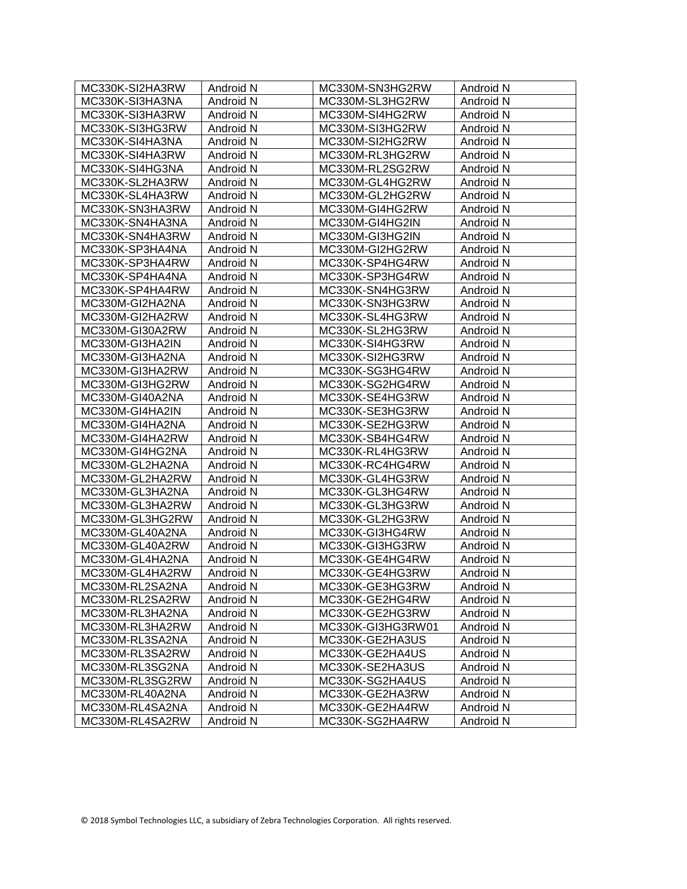| MC330K-SI2HA3RW | Android N | MC330M-SN3HG2RW | Android N |
|---|---|---|---|
| MC330K-SI3HA3NA | Android N | MC330M-SL3HG2RW | Android N |
| MC330K-SI3HA3RW | Android N | MC330M-SI4HG2RW | Android N |
| MC330K-SI3HG3RW | Android N | MC330M-SI3HG2RW | Android N |
| MC330K-SI4HA3NA | Android N | MC330M-SI2HG2RW | Android N |
| MC330K-SI4HA3RW | Android N | MC330M-RL3HG2RW | Android N |
| MC330K-SI4HG3NA | Android N | MC330M-RL2SG2RW | Android N |
| MC330K-SL2HA3RW | Android N | MC330M-GL4HG2RW | Android N |
| MC330K-SL4HA3RW | Android N | MC330M-GL2HG2RW | Android N |
| MC330K-SN3HA3RW | Android N | MC330M-GI4HG2RW | Android N |
| MC330K-SN4HA3NA | Android N | MC330M-GI4HG2IN | Android N |
| MC330K-SN4HA3RW | Android N | MC330M-GI3HG2IN | Android N |
| MC330K-SP3HA4NA | Android N | MC330M-GI2HG2RW | Android N |
| MC330K-SP3HA4RW | Android N | MC330K-SP4HG4RW | Android N |
| MC330K-SP4HA4NA | Android N | MC330K-SP3HG4RW | Android N |
| MC330K-SP4HA4RW | Android N | MC330K-SN4HG3RW | Android N |
| MC330M-GI2HA2NA | Android N | MC330K-SN3HG3RW | Android N |
| MC330M-GI2HA2RW | Android N | MC330K-SL4HG3RW | Android N |
| MC330M-GI30A2RW | Android N | MC330K-SL2HG3RW | Android N |
| MC330M-GI3HA2IN | Android N | MC330K-SI4HG3RW | Android N |
| MC330M-GI3HA2NA | Android N | MC330K-SI2HG3RW | Android N |
| MC330M-GI3HA2RW | Android N | MC330K-SG3HG4RW | Android N |
| MC330M-GI3HG2RW | Android N | MC330K-SG2HG4RW | Android N |
| MC330M-GI40A2NA | Android N | MC330K-SE4HG3RW | Android N |
| MC330M-GI4HA2IN | Android N | MC330K-SE3HG3RW | Android N |
| MC330M-GI4HA2NA | Android N | MC330K-SE2HG3RW | Android N |
| MC330M-GI4HA2RW | Android N | MC330K-SB4HG4RW | Android N |
| MC330M-GI4HG2NA | Android N | MC330K-RL4HG3RW | Android N |
| MC330M-GL2HA2NA | Android N | MC330K-RC4HG4RW | Android N |
| MC330M-GL2HA2RW | Android N | MC330K-GL4HG3RW | Android N |
| MC330M-GL3HA2NA | Android N | MC330K-GL3HG4RW | Android N |
| MC330M-GL3HA2RW | Android N | MC330K-GL3HG3RW | Android N |
| MC330M-GL3HG2RW | Android N | MC330K-GL2HG3RW | Android N |
| MC330M-GL40A2NA | Android N | MC330K-GI3HG4RW | Android N |
| MC330M-GL40A2RW | Android N | MC330K-GI3HG3RW | Android N |
| MC330M-GL4HA2NA | Android N | MC330K-GE4HG4RW | Android N |
| MC330M-GL4HA2RW | Android N | MC330K-GE4HG3RW | Android N |
| MC330M-RL2SA2NA | Android N | MC330K-GE3HG3RW | Android N |
| MC330M-RL2SA2RW | Android N | MC330K-GE2HG4RW | Android N |
| MC330M-RL3HA2NA | Android N | MC330K-GE2HG3RW | Android N |
| MC330M-RL3HA2RW | Android N | MC330K-GI3HG3RW01 | Android N |
| MC330M-RL3SA2NA | Android N | MC330K-GE2HA3US | Android N |
| MC330M-RL3SA2RW | Android N | MC330K-GE2HA4US | Android N |
| MC330M-RL3SG2NA | Android N | MC330K-SE2HA3US | Android N |
| MC330M-RL3SG2RW | Android N | MC330K-SG2HA4US | Android N |
| MC330M-RL40A2NA | Android N | MC330K-GE2HA3RW | Android N |
| MC330M-RL4SA2NA | Android N | MC330K-GE2HA4RW | Android N |
| MC330M-RL4SA2RW | Android N | MC330K-SG2HA4RW | Android N |

© 2018 Symbol Technologies LLC, a subsidiary of Zebra Technologies Corporation. All rights reserved.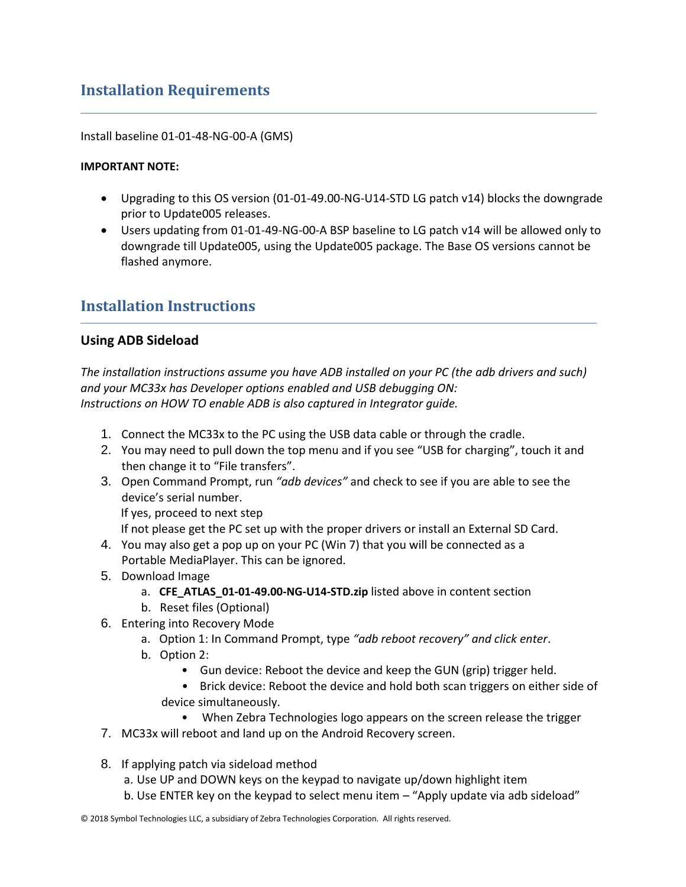## Installation Requirements

Install baseline 01-01-48-NG-00-A (GMS)

**IMPORTANT NOTE:**

- Upgrading to this OS version (01-01-49.00-NG-U14-STD LG patch v14) blocks the downgrade prior to Update005 releases.
- Users updating from 01-01-49-NG-00-A BSP baseline to LG patch v14 will be allowed only to downgrade till Update005, using the Update005 package. The Base OS versions cannot be flashed anymore.

## Installation Instructions

### Using ADB Sideload

*The installation instructions assume you have ADB installed on your PC (the adb drivers and such) and your MC33x has Developer options enabled and USB debugging ON:*
*Instructions on HOW TO enable ADB is also captured in Integrator guide.*

1. Connect the MC33x to the PC using the USB data cable or through the cradle.
2. You may need to pull down the top menu and if you see "USB for charging", touch it and then change it to "File transfers".
3. Open Command Prompt, run *"adb devices"* and check to see if you are able to see the device's serial number.
   If yes, proceed to next step
   If not please get the PC set up with the proper drivers or install an External SD Card.
4. You may also get a pop up on your PC (Win 7) that you will be connected as a Portable MediaPlayer. This can be ignored.
5. Download Image
   a. **CFE_ATLAS_01-01-49.00-NG-U14-STD.zip** listed above in content section
   b. Reset files (Optional)
6. Entering into Recovery Mode
   a. Option 1: In Command Prompt, type *"adb reboot recovery" and click enter*.
   b. Option 2:
      - Gun device: Reboot the device and keep the GUN (grip) trigger held.
      - Brick device: Reboot the device and hold both scan triggers on either side of device simultaneously.
      - When Zebra Technologies logo appears on the screen release the trigger
7. MC33x will reboot and land up on the Android Recovery screen.
8. If applying patch via sideload method
   a. Use UP and DOWN keys on the keypad to navigate up/down highlight item
   b. Use ENTER key on the keypad to select menu item – "Apply update via adb sideload"

© 2018 Symbol Technologies LLC, a subsidiary of Zebra Technologies Corporation. All rights reserved.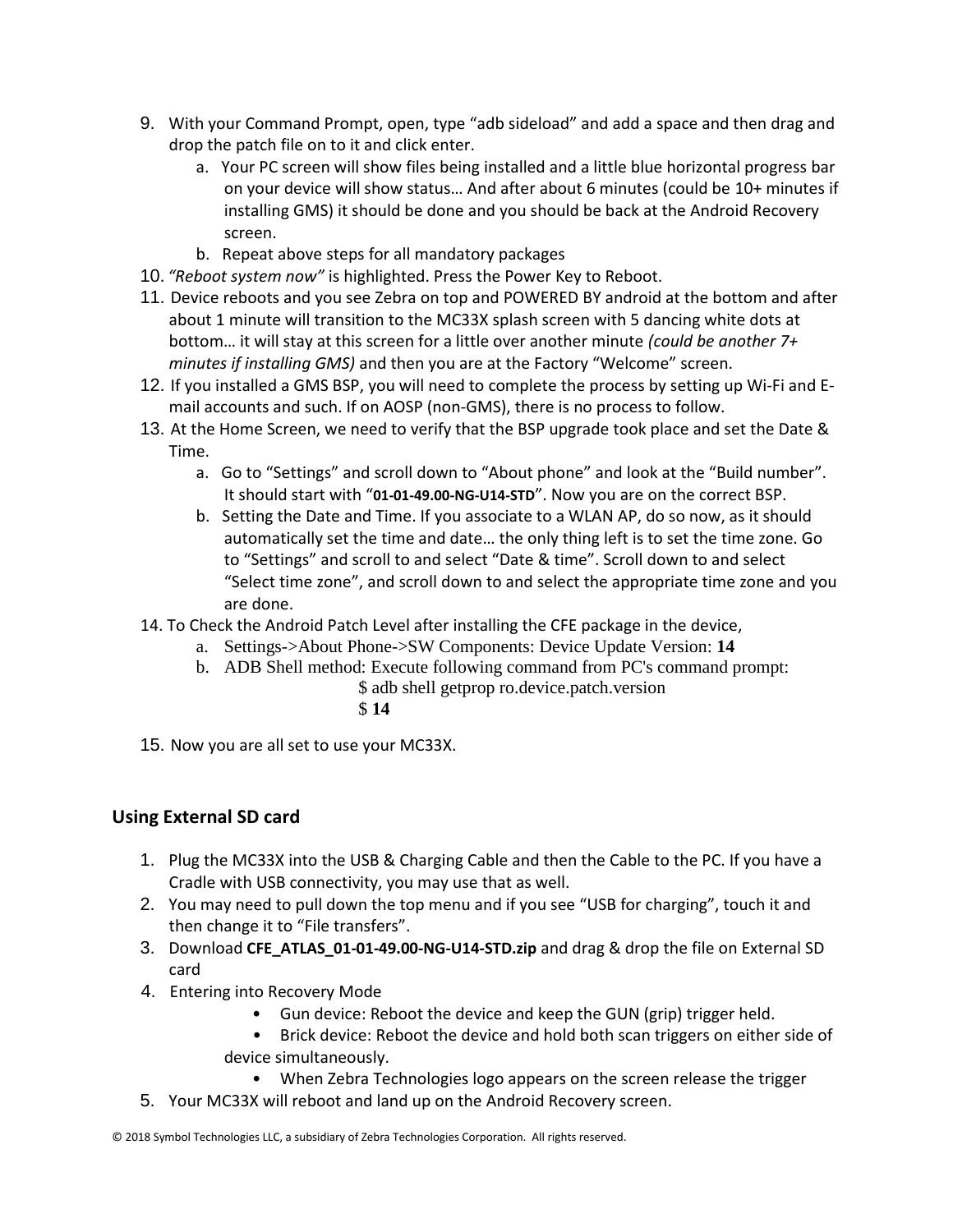9. With your Command Prompt, open, type "adb sideload" and add a space and then drag and drop the patch file on to it and click enter.
   a. Your PC screen will show files being installed and a little blue horizontal progress bar on your device will show status… And after about 6 minutes (could be 10+ minutes if installing GMS) it should be done and you should be back at the Android Recovery screen.
   b. Repeat above steps for all mandatory packages
10. *"Reboot system now"* is highlighted. Press the Power Key to Reboot.
11. Device reboots and you see Zebra on top and POWERED BY android at the bottom and after about 1 minute will transition to the MC33X splash screen with 5 dancing white dots at bottom… it will stay at this screen for a little over another minute *(could be another 7+ minutes if installing GMS)* and then you are at the Factory "Welcome" screen.
12. If you installed a GMS BSP, you will need to complete the process by setting up Wi-Fi and E-mail accounts and such. If on AOSP (non-GMS), there is no process to follow.
13. At the Home Screen, we need to verify that the BSP upgrade took place and set the Date & Time.
   a. Go to "Settings" and scroll down to "About phone" and look at the "Build number". It should start with "**01-01-49.00-NG-U14-STD**". Now you are on the correct BSP.
   b. Setting the Date and Time. If you associate to a WLAN AP, do so now, as it should automatically set the time and date… the only thing left is to set the time zone. Go to "Settings" and scroll to and select "Date & time". Scroll down to and select "Select time zone", and scroll down to and select the appropriate time zone and you are done.
14. To Check the Android Patch Level after installing the CFE package in the device,
   a. Settings->About Phone->SW Components: Device Update Version: **14**
   b. ADB Shell method: Execute following command from PC's command prompt:

      $ adb shell getprop ro.device.patch.version

      $ **14**
15. Now you are all set to use your MC33X.

## Using External SD card

1. Plug the MC33X into the USB & Charging Cable and then the Cable to the PC. If you have a Cradle with USB connectivity, you may use that as well.
2. You may need to pull down the top menu and if you see "USB for charging", touch it and then change it to "File transfers".
3. Download **CFE_ATLAS_01-01-49.00-NG-U14-STD.zip** and drag & drop the file on External SD card
4. Entering into Recovery Mode
   - Gun device: Reboot the device and keep the GUN (grip) trigger held.
   - Brick device: Reboot the device and hold both scan triggers on either side of device simultaneously.
   - When Zebra Technologies logo appears on the screen release the trigger
5. Your MC33X will reboot and land up on the Android Recovery screen.

© 2018 Symbol Technologies LLC, a subsidiary of Zebra Technologies Corporation. All rights reserved.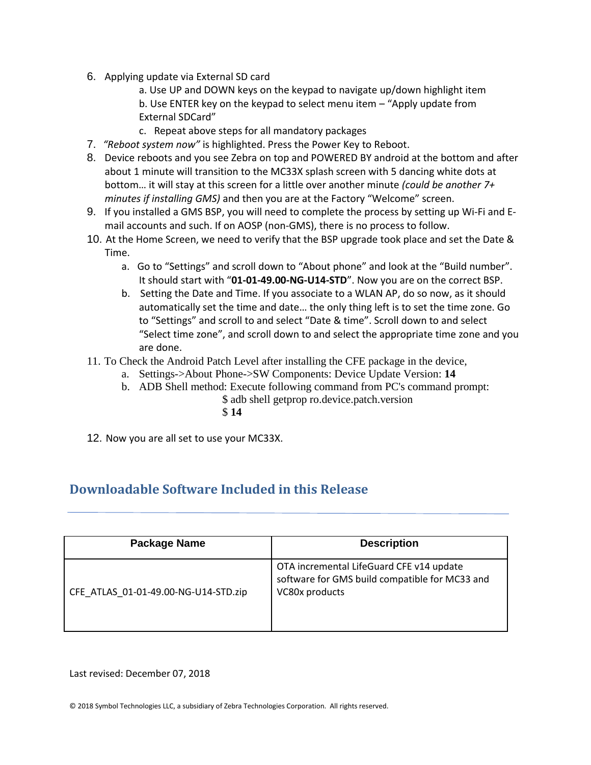6. Applying update via External SD card
   a. Use UP and DOWN keys on the keypad to navigate up/down highlight item
   b. Use ENTER key on the keypad to select menu item – “Apply update from External SDCard”
   c. Repeat above steps for all mandatory packages
7. *“Reboot system now”* is highlighted. Press the Power Key to Reboot.
8. Device reboots and you see Zebra on top and POWERED BY android at the bottom and after about 1 minute will transition to the MC33X splash screen with 5 dancing white dots at bottom… it will stay at this screen for a little over another minute *(could be another 7+ minutes if installing GMS)* and then you are at the Factory “Welcome” screen.
9. If you installed a GMS BSP, you will need to complete the process by setting up Wi-Fi and E-mail accounts and such. If on AOSP (non-GMS), there is no process to follow.
10. At the Home Screen, we need to verify that the BSP upgrade took place and set the Date & Time.
    a. Go to “Settings” and scroll down to “About phone” and look at the “Build number”. It should start with “**01-01-49.00-NG-U14-STD**”. Now you are on the correct BSP.
    b. Setting the Date and Time. If you associate to a WLAN AP, do so now, as it should automatically set the time and date… the only thing left is to set the time zone. Go to “Settings” and scroll to and select “Date & time”. Scroll down to and select “Select time zone”, and scroll down to and select the appropriate time zone and you are done.
11. To Check the Android Patch Level after installing the CFE package in the device,
    a. Settings->About Phone->SW Components: Device Update Version: **14**
    b. ADB Shell method: Execute following command from PC's command prompt:
       $ adb shell getprop ro.device.patch.version
       $ **14**
12. Now you are all set to use your MC33X.

## Downloadable Software Included in this Release

| Package Name | Description |
|---|---|
| CFE_ATLAS_01-01-49.00-NG-U14-STD.zip | OTA incremental LifeGuard CFE v14 update software for GMS build compatible for MC33 and VC80x products |

Last revised: December 07, 2018

© 2018 Symbol Technologies LLC, a subsidiary of Zebra Technologies Corporation. All rights reserved.